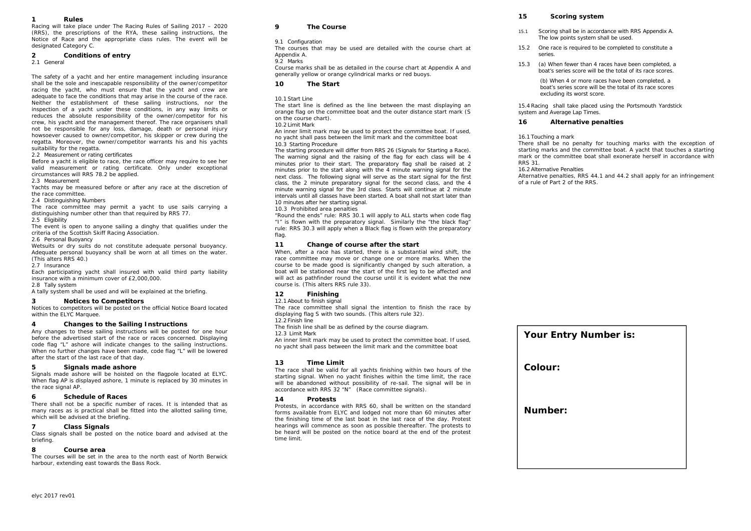## 1 Rules

Racing will take place under The Racing Rules of Sailing 2017 – 2020 (RRS), the prescriptions of the RYA, these sailing instructions, the Notice of Race and the appropriate class rules. The event will be designated Category C.

## 2 Conditions of entry

2.1 General

The safety of a yacht and her entire management including insurance shall be the sole and inescapable responsibility of the owner/competitor racing the yacht, who must ensure that the yacht and crew are adequate to face the conditions that may arise in the course of the race. Neither the establishment of these sailing instructions, nor the inspection of a yacht under these conditions, in any way limits or reduces the absolute responsibility of the owner/competitor for his crew, his yacht and the management thereof. The race organisers shall not be responsible for any loss, damage, death or personal injury howsoever caused to owner/competitor, his skipper or crew during the regatta. Moreover, the owner/competitor warrants his and his yachts suitability for the regatta.

2.2 Measurement or rating certificates

Before a yacht is eligible to race, the race officer may require to see her valid measurement or rating certificate. Only under exceptional circumstances will RRS 78.2 be applied.

2.3 Measurement

Yachts may be measured before or after any race at the discretion of the race committee.

2.4 Distinguishing Numbers

The race committee may permit a yacht to use sails carrying a distinguishing number other than that required by RRS 77.

2.5 Eligibility

The event is open to anyone sailing a dinghy that qualifies under the criteria of the Scottish Skiff Racing Association.

2.6 Personal Buoyancy

Wetsuits or dry suits do not constitute adequate personal buoyancy. Adequate personal buoyancy shall be worn at all times on the water. (This alters RRS 40.)

2.7 Insurance

Each participating yacht shall insured with valid third party liability insurance with a minimum cover of £2,000,000.

2.8 Tally system

A tally system shall be used and will be explained at the briefing.

## 3 Notices to Competitors

Notices to competitors will be posted on the official Notice Board located within the ELYC Marquee.

## 4 Changes to the Sailing Instructions

Any changes to these sailing instructions will be posted for one hour before the advertised start of the race or races concerned. Displaying code flag "L" ashore will indicate changes to the sailing instructions. When no further changes have been made, code flag "L" will be lowered after the start of the last race of that day.

## 5 Signals made ashore

Signals made ashore will be hoisted on the flagpole located at ELYC. When flag AP is displayed ashore, 1 minute is replaced by 30 minutes in the race signal AP.

## 6 Schedule of Races

There shall not be a specific number of races. It is intended that as many races as is practical shall be fitted into the allotted sailing time, which will be advised at the briefing.

## 7 Class Signals

Class signals shall be posted on the notice board and advised at the briefing.

## 8 Course area

The courses will be set in the area to the north east of North Berwick harbour, extending east towards the Bass Rock.

## 9 The Course

9.1 Configuration

The courses that may be used are detailed with the course chart at Appendix A.

9.2 Marks

Course marks shall be as detailed in the course chart at Appendix A and generally yellow or orange cylindrical marks or red buoys.

## 10 The Start

10.1 Start Line

The start line is defined as the line between the mast displaying an orange flag on the committee boat and the outer distance start mark (S on the course chart).

10.2 Limit Mark

An inner limit mark may be used to protect the committee boat. If used, no yacht shall pass between the limit mark and the committee boat

10.3 Starting Procedure

The starting procedure will differ from RRS 26 (Signals for Starting a Race). The warning signal and the raising of the flag for each class will be 4 minutes prior to their start. The preparatory flag shall be raised at 2 minutes prior to the start along with the 4 minute warning signal for the next class. The following signal will serve as the start signal for the first class, the 2 minute preparatory signal for the second class, and the 4 minute warning signal for the 3rd class. Starts will continue at 2 minute intervals until all classes have been started. A boat shall not start later than 10 minutes after her starting signal.

10.3 Prohibited area penalties

"Round the ends" rule: RRS 30.1 will apply to ALL starts when code flag "I" is flown with the preparatory signal. Similarly the "the black flag" rule: RRS 30.3 will apply when a Black flag is flown with the preparatory flag.

## 11 Change of course after the start

When, after a race has started, there is a substantial wind shift, the race committee may move or change one or more marks. When the course to be made good is significantly changed by such alteration, a boat will be stationed near the start of the first leg to be affected and will act as pathfinder round the course until it is evident what the new course is. (This alters RRS rule 33).

## 12 Finishing

12.1 About to finish signal

The race committee shall signal the intention to finish the race by displaying flag S with two sounds. (This alters rule 32).

12.2 Finish line

The finish line shall be as defined by the course diagram.

12.3 Limit Mark

An inner limit mark may be used to protect the committee boat. If used, no yacht shall pass between the limit mark and the committee boat

## 13 Time Limit

The race shall be valid for all yachts finishing within two hours of the starting signal. When no yacht finishes within the time limit, the race will be abandoned without possibility of re-sail. The signal will be in accordance with RRS 32 "N" (Race committee signals).

## 14 Protests

Protests, in accordance with RRS 60, shall be written on the standard forms available from ELYC and lodged not more than 60 minutes after the finishing time of the last boat in the last race of the day. Protest hearings will commence as soon as possible thereafter. The protests to be heard will be posted on the notice board at the end of the protest time limit.

## 15 Scoring system

15.1 Scoring shall be in accordance with RRS Appendix A. The low points system shall be used.

15.2 One race is required to be completed to constitute a series.

15.3 (a) When fewer than 4 races have been completed, a boat's series score will be the total of its race scores.

(b) When 4 or more races have been completed, a boat's series score will be the total of its race scores excluding its worst score.

15.4 Racing shall take placed using the Portsmouth Yardstick system and Average Lap Times.

## 16 Alternative penalties

16.1 Touching a mark

There shall be no penalty for touching marks with the exception of starting marks and the committee boat. A yacht that touches a starting mark or the committee boat shall exonerate herself in accordance with RRS 31.

16.2 Alternative Penalties

Alternative penalties, RRS 44.1 and 44.2 shall apply for an infringement of a rule of Part 2 of the RRS.

**Your Entry Number is:**

**Colour:**

**Number:**

elyc 2017 rev01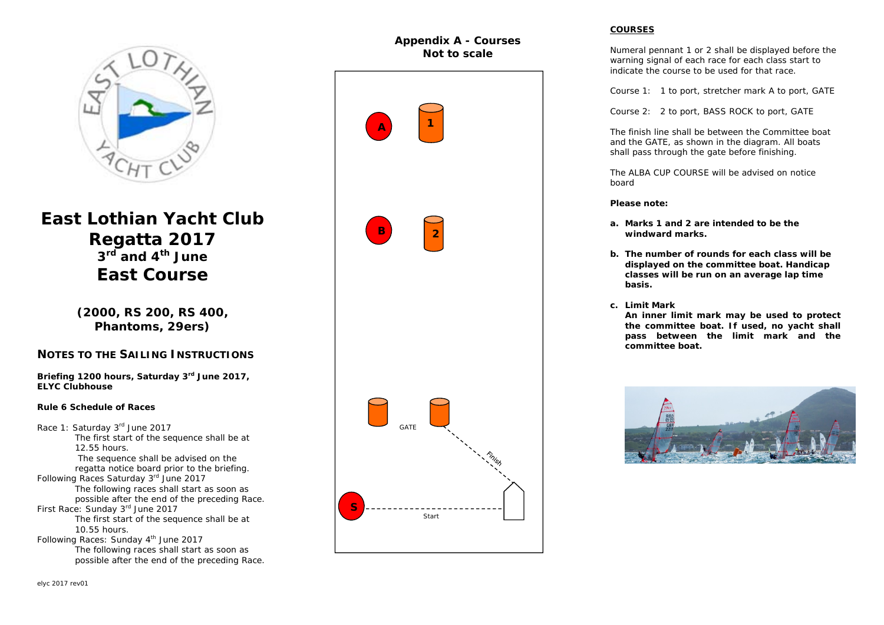# East Lothian Yacht Club
# Regatta 2017
## 3rd and 4th June
# East Course

### (2000, RS 200, RS 400, Phantoms, 29ers)

## NOTES TO THE SAILING INSTRUCTIONS

**Briefing 1200 hours, Saturday 3rd June 2017, ELYC Clubhouse**

**Rule 6 Schedule of Races**

Race 1: Saturday 3rd June 2017
The first start of the sequence shall be at 12.55 hours.
The sequence shall be advised on the regatta notice board prior to the briefing.

Following Races Saturday 3rd June 2017
The following races shall start as soon as possible after the end of the preceding Race.

First Race: Sunday 3rd June 2017
The first start of the sequence shall be at 10.55 hours.

Following Races: Sunday 4th June 2017
The following races shall start as soon as possible after the end of the preceding Race.

## Appendix A - Courses
## Not to scale

A
1
B
2
GATE
Finish
S
Start

## COURSES

Numeral pennant 1 or 2 shall be displayed before the warning signal of each race for each class start to indicate the course to be used for that race.

Course 1: 1 to port, stretcher mark A to port, GATE

Course 2: 2 to port, BASS ROCK to port, GATE

The finish line shall be between the Committee boat and the GATE, as shown in the diagram. All boats shall pass through the gate before finishing.

The ALBA CUP COURSE will be advised on notice board

**Please note:**

a. **Marks 1 and 2 are intended to be the windward marks.**

b. **The number of rounds for each class will be displayed on the committee boat. Handicap classes will be run on an average lap time basis.**

c. **Limit Mark**
**An inner limit mark may be used to protect the committee boat. If used, no yacht shall pass between the limit mark and the committee boat.**

elyc 2017 rev01